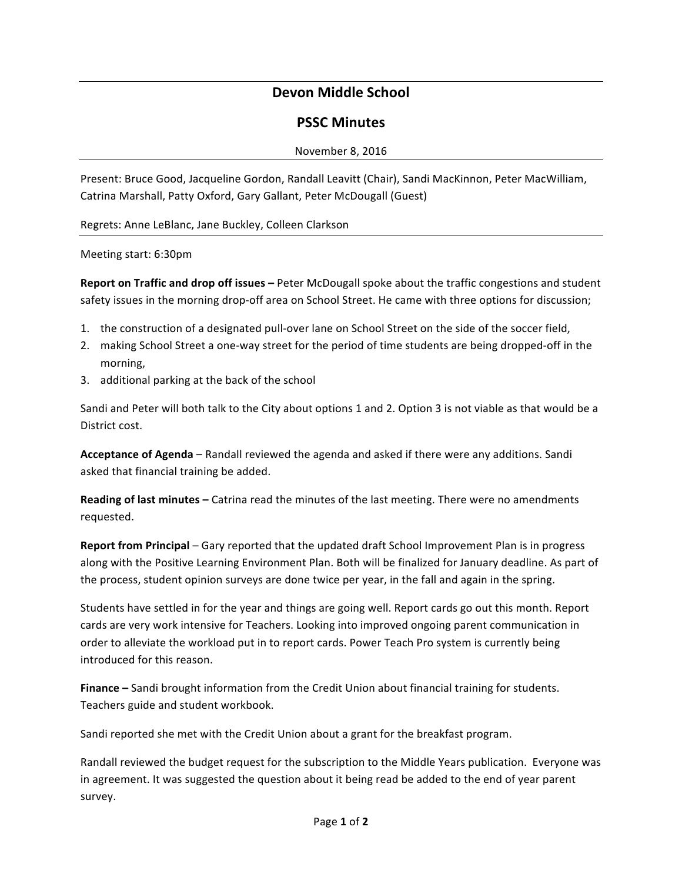# Devon Middle School

## PSSC Minutes

November 8, 2016

Present: Bruce Good, Jacqueline Gordon, Randall Leavitt (Chair), Sandi MacKinnon, Peter MacWilliam, Catrina Marshall, Patty Oxford, Gary Gallant, Peter McDougall (Guest)

Regrets: Anne LeBlanc, Jane Buckley, Colleen Clarkson

Meeting start: 6:30pm

**Report on Traffic and drop off issues –** Peter McDougall spoke about the traffic congestions and student safety issues in the morning drop-off area on School Street. He came with three options for discussion;

1. the construction of a designated pull-over lane on School Street on the side of the soccer field,
2. making School Street a one-way street for the period of time students are being dropped-off in the morning,
3. additional parking at the back of the school

Sandi and Peter will both talk to the City about options 1 and 2. Option 3 is not viable as that would be a District cost.

**Acceptance of Agenda** – Randall reviewed the agenda and asked if there were any additions. Sandi asked that financial training be added.

**Reading of last minutes –** Catrina read the minutes of the last meeting. There were no amendments requested.

**Report from Principal** – Gary reported that the updated draft School Improvement Plan is in progress along with the Positive Learning Environment Plan. Both will be finalized for January deadline. As part of the process, student opinion surveys are done twice per year, in the fall and again in the spring.

Students have settled in for the year and things are going well. Report cards go out this month. Report cards are very work intensive for Teachers. Looking into improved ongoing parent communication in order to alleviate the workload put in to report cards. Power Teach Pro system is currently being introduced for this reason.

**Finance –** Sandi brought information from the Credit Union about financial training for students. Teachers guide and student workbook.

Sandi reported she met with the Credit Union about a grant for the breakfast program.

Randall reviewed the budget request for the subscription to the Middle Years publication. Everyone was in agreement. It was suggested the question about it being read be added to the end of year parent survey.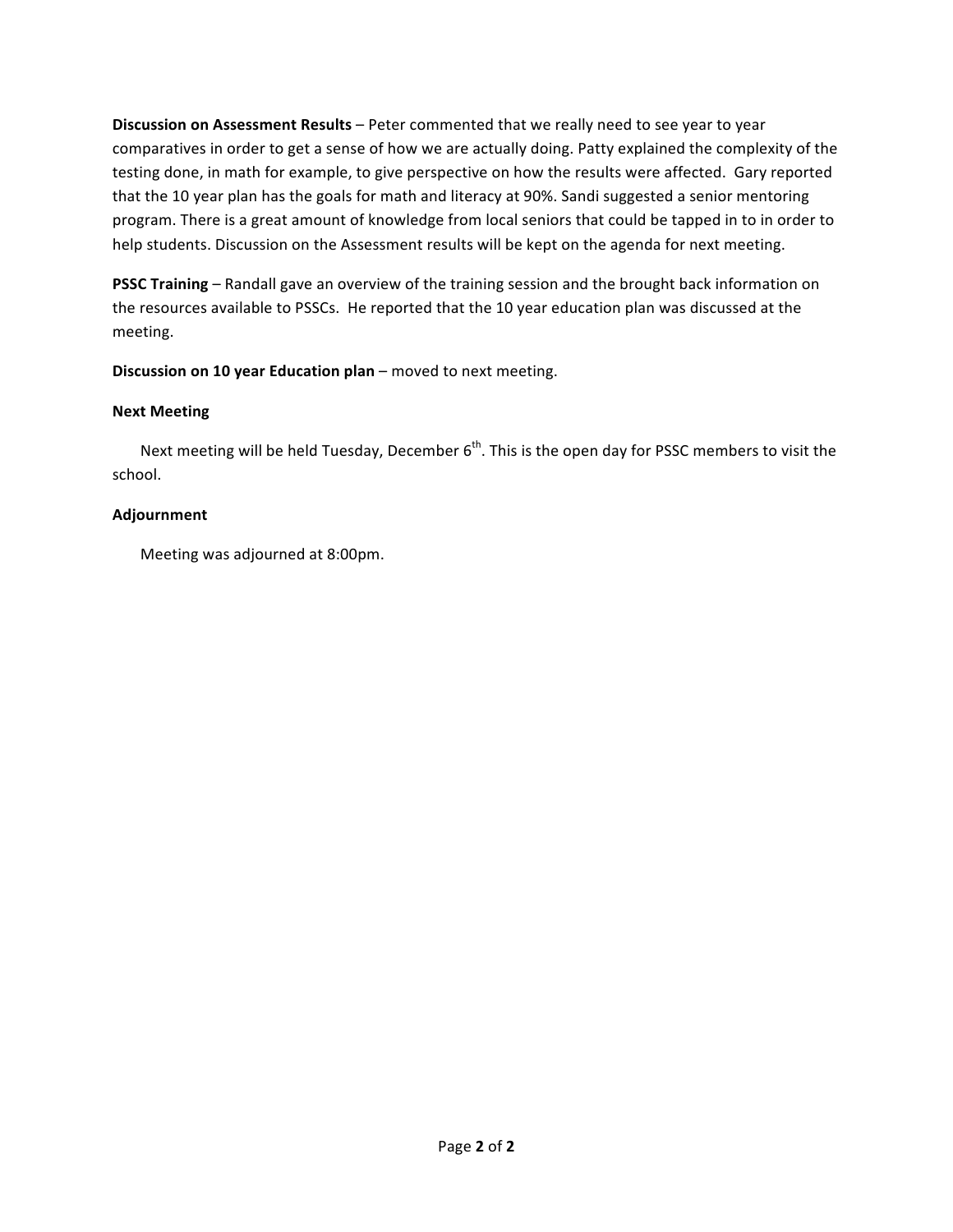**Discussion on Assessment Results** – Peter commented that we really need to see year to year comparatives in order to get a sense of how we are actually doing. Patty explained the complexity of the testing done, in math for example, to give perspective on how the results were affected. Gary reported that the 10 year plan has the goals for math and literacy at 90%. Sandi suggested a senior mentoring program. There is a great amount of knowledge from local seniors that could be tapped in to in order to help students. Discussion on the Assessment results will be kept on the agenda for next meeting.

**PSSC Training** – Randall gave an overview of the training session and the brought back information on the resources available to PSSCs. He reported that the 10 year education plan was discussed at the meeting.

**Discussion on 10 year Education plan** – moved to next meeting.

**Next Meeting**

Next meeting will be held Tuesday, December 6th. This is the open day for PSSC members to visit the school.

**Adjournment**

Meeting was adjourned at 8:00pm.